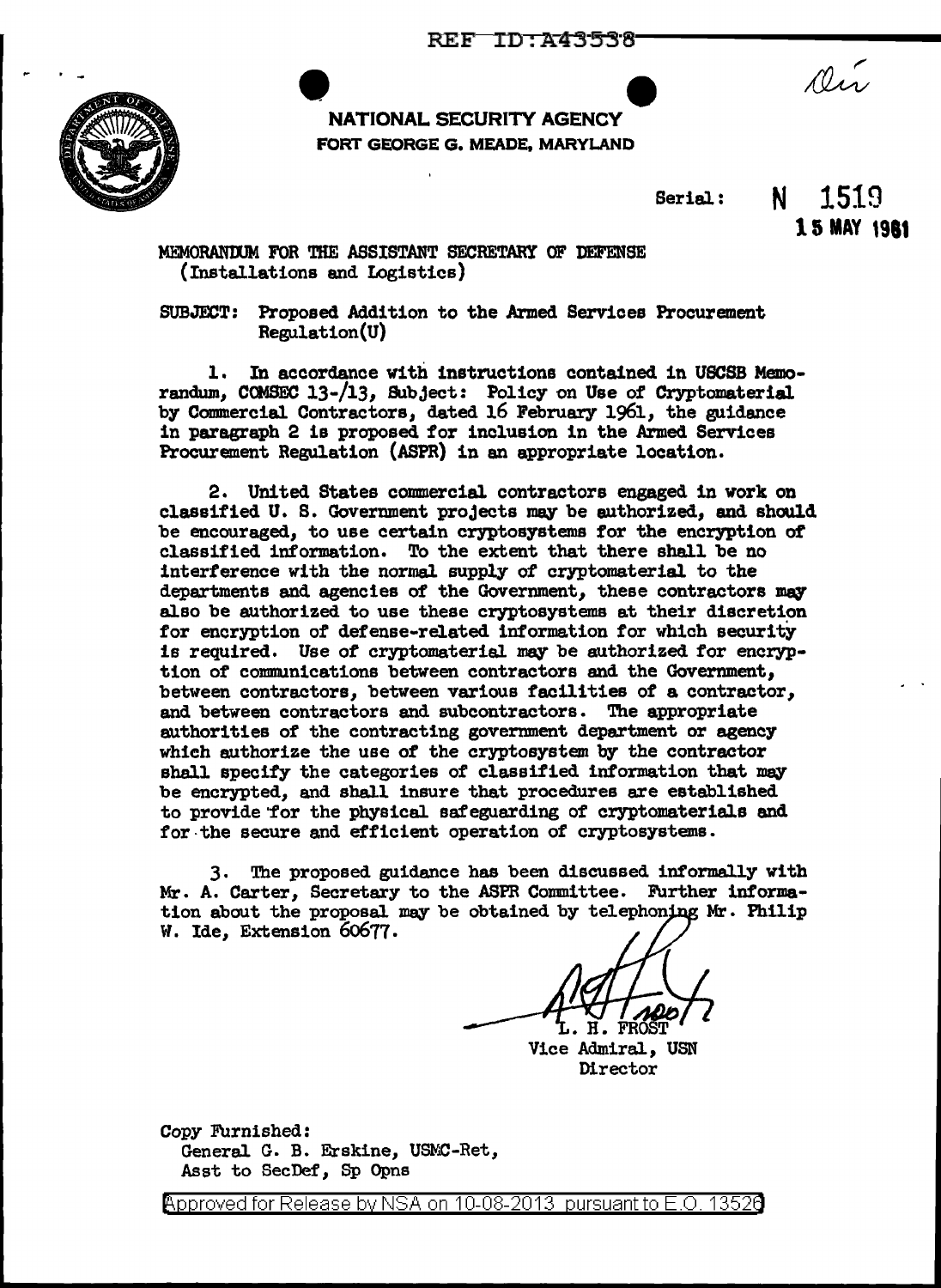REF ID:A43538

Dir

**NATIONAL SECURITY AGENCY**
**FORT GEORGE G. MEADE, MARYLAND**

Serial: N 1519
15 MAY 1961

MEMORANDUM FOR THE ASSISTANT SECRETARY OF DEFENSE
(Installations and Logistics)

SUBJECT: Proposed Addition to the Armed Services Procurement Regulation(U)

1. In accordance with instructions contained in USCSB Memorandum, COMSEC 13-/13, Subject: Policy on Use of Cryptomaterial by Commercial Contractors, dated 16 February 1961, the guidance in paragraph 2 is proposed for inclusion in the Armed Services Procurement Regulation (ASPR) in an appropriate location.

2. United States commercial contractors engaged in work on classified U. S. Government projects may be authorized, and should be encouraged, to use certain cryptosystems for the encryption of classified information. To the extent that there shall be no interference with the normal supply of cryptomaterial to the departments and agencies of the Government, these contractors may also be authorized to use these cryptosystems at their discretion for encryption of defense-related information for which security is required. Use of cryptomaterial may be authorized for encryption of communications between contractors and the Government, between contractors, between various facilities of a contractor, and between contractors and subcontractors. The appropriate authorities of the contracting government department or agency which authorize the use of the cryptosystem by the contractor shall specify the categories of classified information that may be encrypted, and shall insure that procedures are established to provide for the physical safeguarding of cryptomaterials and for the secure and efficient operation of cryptosystems.

3. The proposed guidance has been discussed informally with Mr. A. Carter, Secretary to the ASPR Committee. Further information about the proposal may be obtained by telephoning Mr. Philip W. Ide, Extension 60677.

L. H. FROST
Vice Admiral, USN
Director

Copy Furnished:
General G. B. Erskine, USMC-Ret,
Asst to SecDef, Sp Opns

Approved for Release by NSA on 10-08-2013 pursuant to E.O. 13526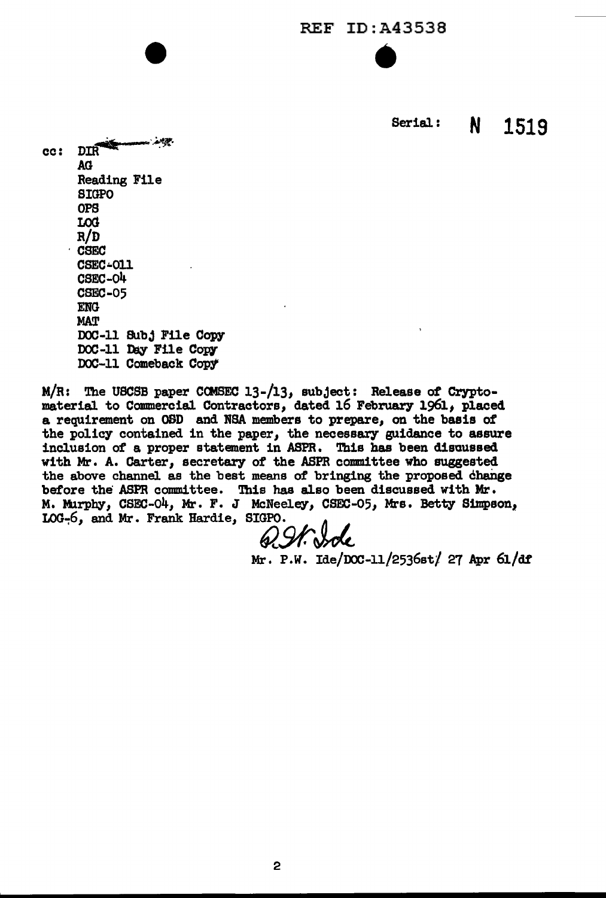REF ID:A43538

Serial: **N 1519**

cc: DIR
AG
Reading File
SIGPO
OPS
LOG
R/D
CSEC
CSEC-011
CSEC-04
CSEC-05
ENG
MAT
DOC-11 Subj File Copy
DOC-11 Day File Copy
DOC-11 Comeback Copy

M/R: The USCSB paper COMSEC 13-/13, subject: Release of Cryptomaterial to Commercial Contractors, dated 16 February 1961, placed a requirement on OSD and NSA members to prepare, on the basis of the policy contained in the paper, the necessary guidance to assure inclusion of a proper statement in ASPR. This has been discussed with Mr. A. Carter, secretary of the ASPR committee who suggested the above channel as the best means of bringing the proposed change before the ASPR committee. This has also been discussed with Mr. M. Murphy, CSEC-04, Mr. F. J McNeeley, CSEC-05, Mrs. Betty Simpson, LOG-6, and Mr. Frank Hardie, SIGPO.

P.W. Ide

Mr. P.W. Ide/DOC-11/2536st/ 27 Apr 61/df